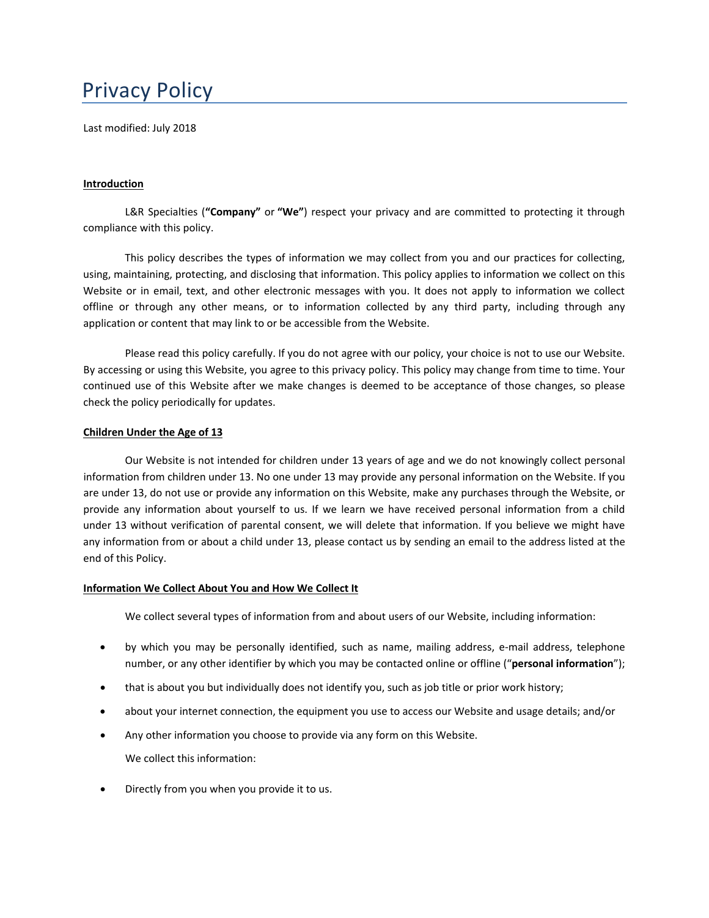# Privacy Policy

Last modified: July 2018

**Introduction**

L&R Specialties (**"Company"** or **"We"**) respect your privacy and are committed to protecting it through compliance with this policy.

This policy describes the types of information we may collect from you and our practices for collecting, using, maintaining, protecting, and disclosing that information. This policy applies to information we collect on this Website or in email, text, and other electronic messages with you. It does not apply to information we collect offline or through any other means, or to information collected by any third party, including through any application or content that may link to or be accessible from the Website.

Please read this policy carefully. If you do not agree with our policy, your choice is not to use our Website. By accessing or using this Website, you agree to this privacy policy. This policy may change from time to time. Your continued use of this Website after we make changes is deemed to be acceptance of those changes, so please check the policy periodically for updates.

**Children Under the Age of 13**

Our Website is not intended for children under 13 years of age and we do not knowingly collect personal information from children under 13. No one under 13 may provide any personal information on the Website. If you are under 13, do not use or provide any information on this Website, make any purchases through the Website, or provide any information about yourself to us. If we learn we have received personal information from a child under 13 without verification of parental consent, we will delete that information. If you believe we might have any information from or about a child under 13, please contact us by sending an email to the address listed at the end of this Policy.

**Information We Collect About You and How We Collect It**

We collect several types of information from and about users of our Website, including information:

- by which you may be personally identified, such as name, mailing address, e-mail address, telephone number, or any other identifier by which you may be contacted online or offline ("**personal information**");
- that is about you but individually does not identify you, such as job title or prior work history;
- about your internet connection, the equipment you use to access our Website and usage details; and/or
- Any other information you choose to provide via any form on this Website.

We collect this information:

- Directly from you when you provide it to us.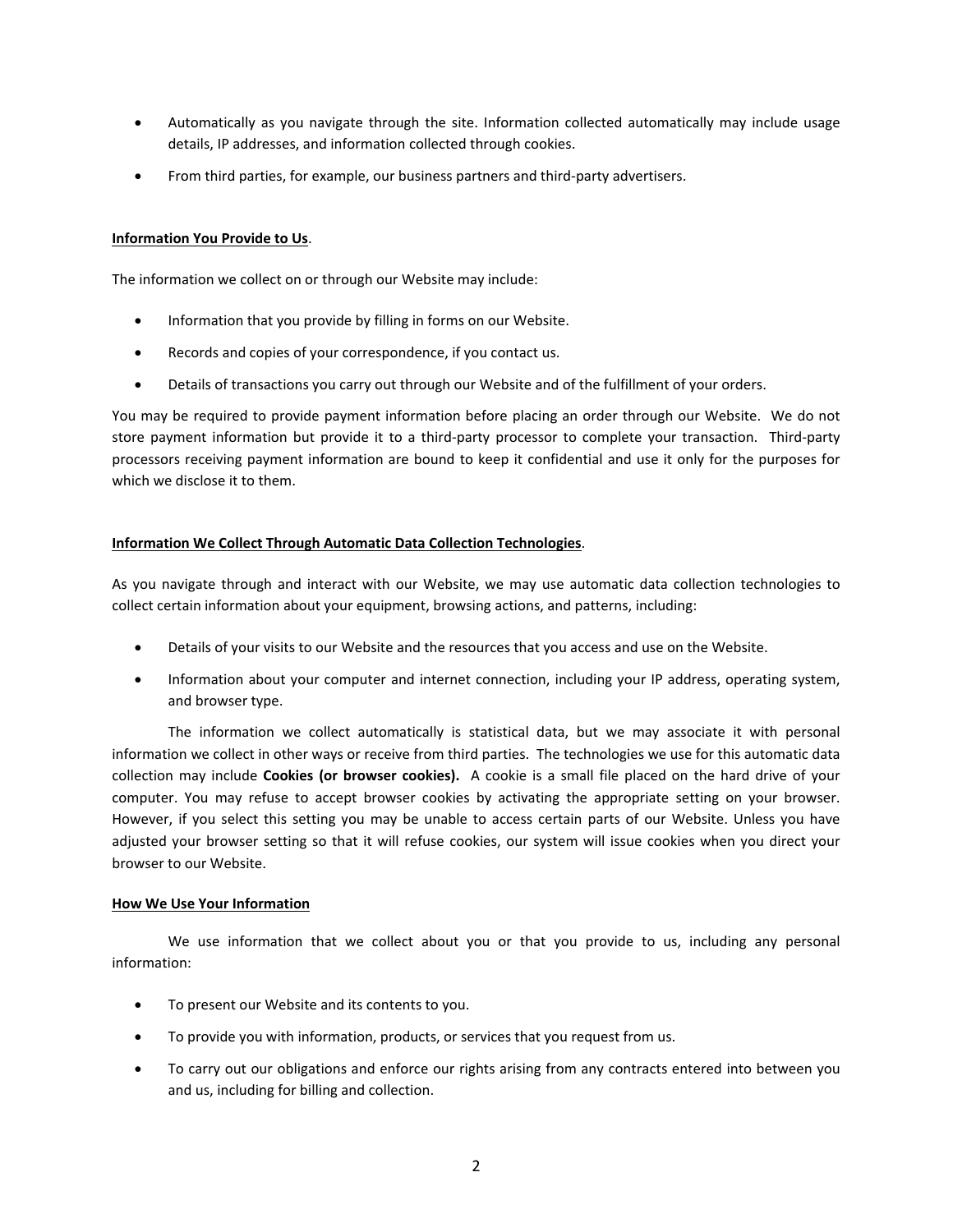- Automatically as you navigate through the site. Information collected automatically may include usage details, IP addresses, and information collected through cookies.
- From third parties, for example, our business partners and third-party advertisers.

**Information You Provide to Us**.

The information we collect on or through our Website may include:

- Information that you provide by filling in forms on our Website.
- Records and copies of your correspondence, if you contact us.
- Details of transactions you carry out through our Website and of the fulfillment of your orders.

You may be required to provide payment information before placing an order through our Website. We do not store payment information but provide it to a third-party processor to complete your transaction. Third-party processors receiving payment information are bound to keep it confidential and use it only for the purposes for which we disclose it to them.

**Information We Collect Through Automatic Data Collection Technologies**.

As you navigate through and interact with our Website, we may use automatic data collection technologies to collect certain information about your equipment, browsing actions, and patterns, including:

- Details of your visits to our Website and the resources that you access and use on the Website.
- Information about your computer and internet connection, including your IP address, operating system, and browser type.

The information we collect automatically is statistical data, but we may associate it with personal information we collect in other ways or receive from third parties. The technologies we use for this automatic data collection may include **Cookies (or browser cookies).** A cookie is a small file placed on the hard drive of your computer. You may refuse to accept browser cookies by activating the appropriate setting on your browser. However, if you select this setting you may be unable to access certain parts of our Website. Unless you have adjusted your browser setting so that it will refuse cookies, our system will issue cookies when you direct your browser to our Website.

**How We Use Your Information**

We use information that we collect about you or that you provide to us, including any personal information:

- To present our Website and its contents to you.
- To provide you with information, products, or services that you request from us.
- To carry out our obligations and enforce our rights arising from any contracts entered into between you and us, including for billing and collection.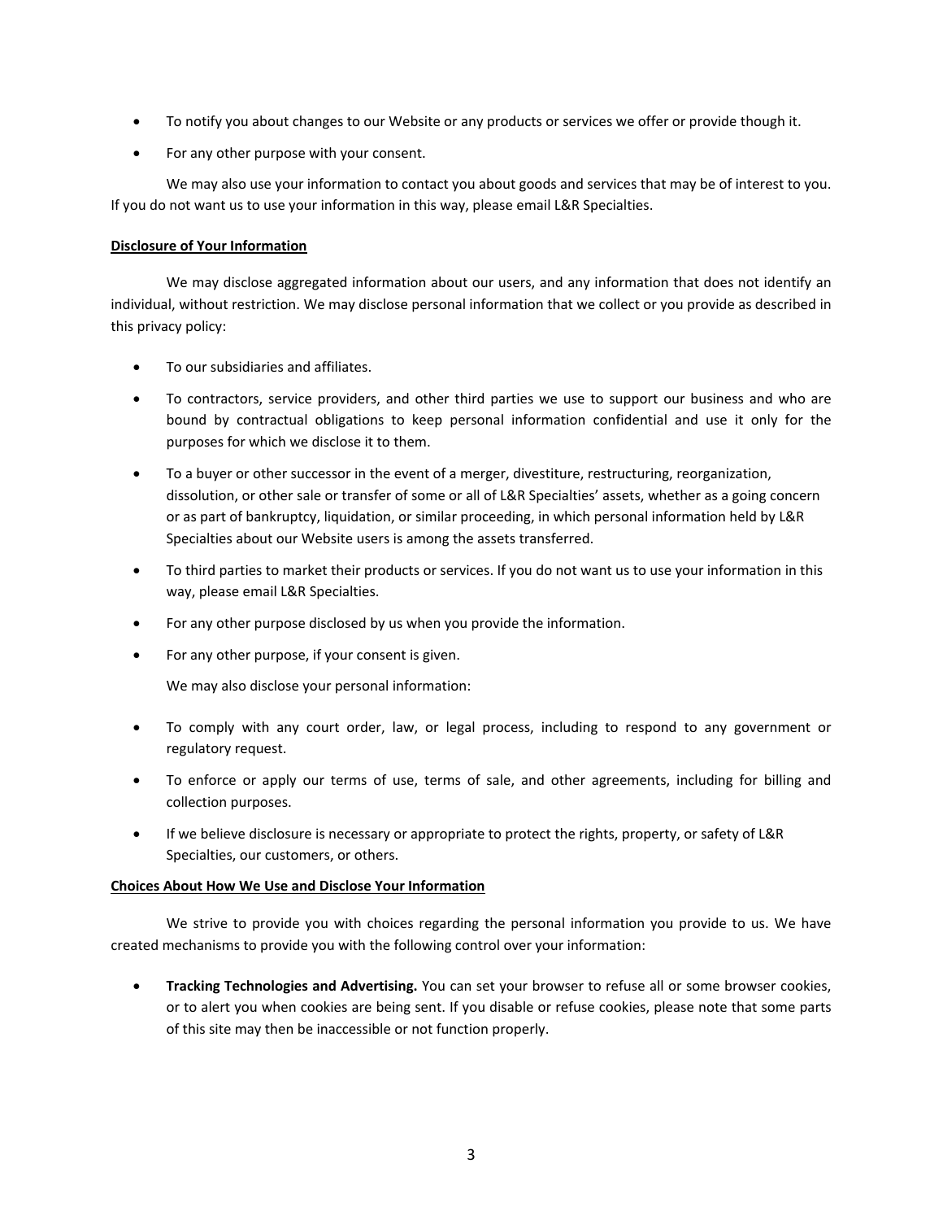- To notify you about changes to our Website or any products or services we offer or provide though it.
- For any other purpose with your consent.

We may also use your information to contact you about goods and services that may be of interest to you. If you do not want us to use your information in this way, please email L&R Specialties.

**Disclosure of Your Information**

We may disclose aggregated information about our users, and any information that does not identify an individual, without restriction. We may disclose personal information that we collect or you provide as described in this privacy policy:

- To our subsidiaries and affiliates.
- To contractors, service providers, and other third parties we use to support our business and who are bound by contractual obligations to keep personal information confidential and use it only for the purposes for which we disclose it to them.
- To a buyer or other successor in the event of a merger, divestiture, restructuring, reorganization, dissolution, or other sale or transfer of some or all of L&R Specialties' assets, whether as a going concern or as part of bankruptcy, liquidation, or similar proceeding, in which personal information held by L&R Specialties about our Website users is among the assets transferred.
- To third parties to market their products or services. If you do not want us to use your information in this way, please email L&R Specialties.
- For any other purpose disclosed by us when you provide the information.
- For any other purpose, if your consent is given.

We may also disclose your personal information:

- To comply with any court order, law, or legal process, including to respond to any government or regulatory request.
- To enforce or apply our terms of use, terms of sale, and other agreements, including for billing and collection purposes.
- If we believe disclosure is necessary or appropriate to protect the rights, property, or safety of L&R Specialties, our customers, or others.

**Choices About How We Use and Disclose Your Information**

We strive to provide you with choices regarding the personal information you provide to us. We have created mechanisms to provide you with the following control over your information:

- **Tracking Technologies and Advertising.** You can set your browser to refuse all or some browser cookies, or to alert you when cookies are being sent. If you disable or refuse cookies, please note that some parts of this site may then be inaccessible or not function properly.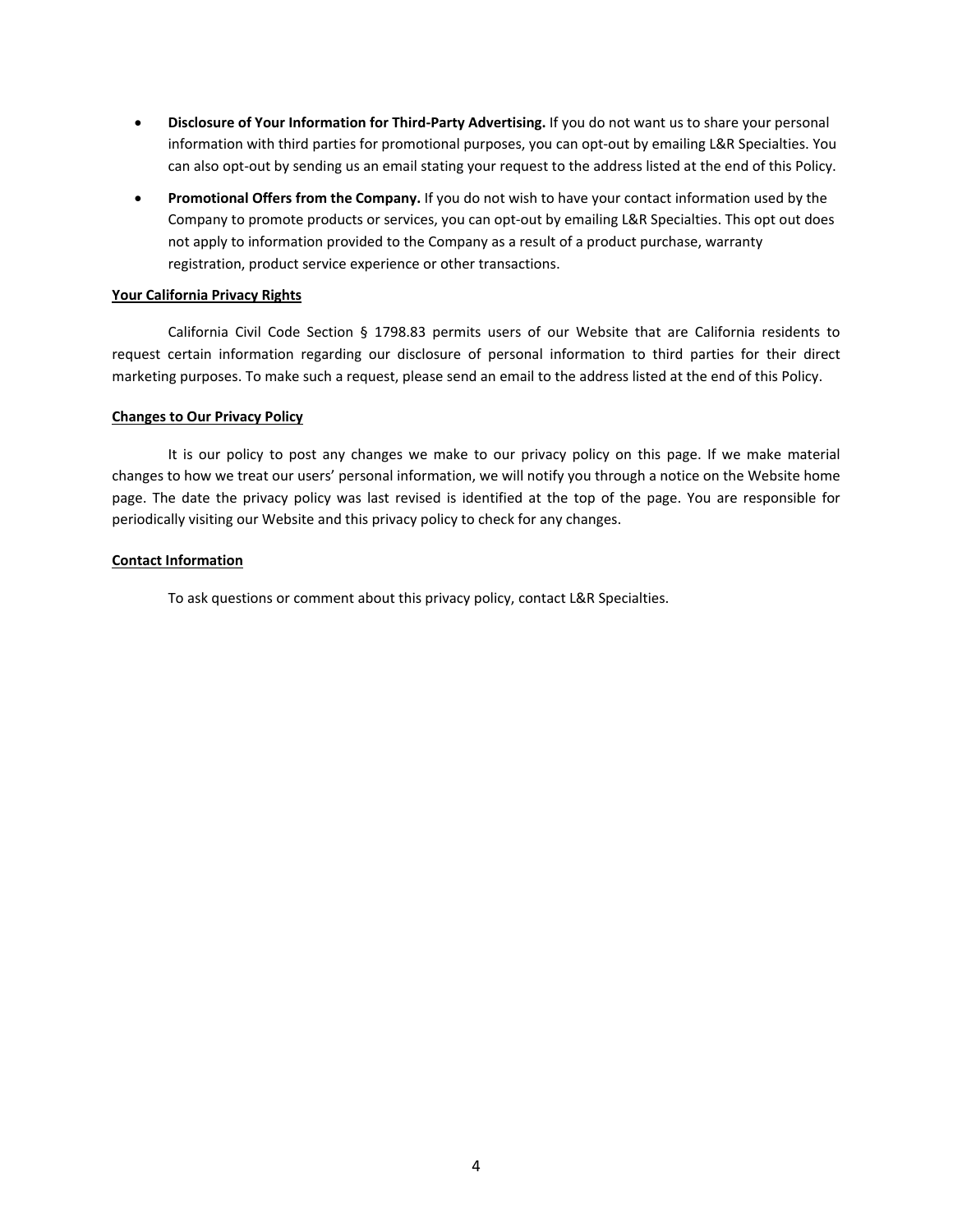- **Disclosure of Your Information for Third-Party Advertising.** If you do not want us to share your personal information with third parties for promotional purposes, you can opt-out by emailing L&R Specialties. You can also opt-out by sending us an email stating your request to the address listed at the end of this Policy.
- **Promotional Offers from the Company.** If you do not wish to have your contact information used by the Company to promote products or services, you can opt-out by emailing L&R Specialties. This opt out does not apply to information provided to the Company as a result of a product purchase, warranty registration, product service experience or other transactions.

## Your California Privacy Rights

California Civil Code Section § 1798.83 permits users of our Website that are California residents to request certain information regarding our disclosure of personal information to third parties for their direct marketing purposes. To make such a request, please send an email to the address listed at the end of this Policy.

## Changes to Our Privacy Policy

It is our policy to post any changes we make to our privacy policy on this page. If we make material changes to how we treat our users' personal information, we will notify you through a notice on the Website home page. The date the privacy policy was last revised is identified at the top of the page. You are responsible for periodically visiting our Website and this privacy policy to check for any changes.

## Contact Information

To ask questions or comment about this privacy policy, contact L&R Specialties.